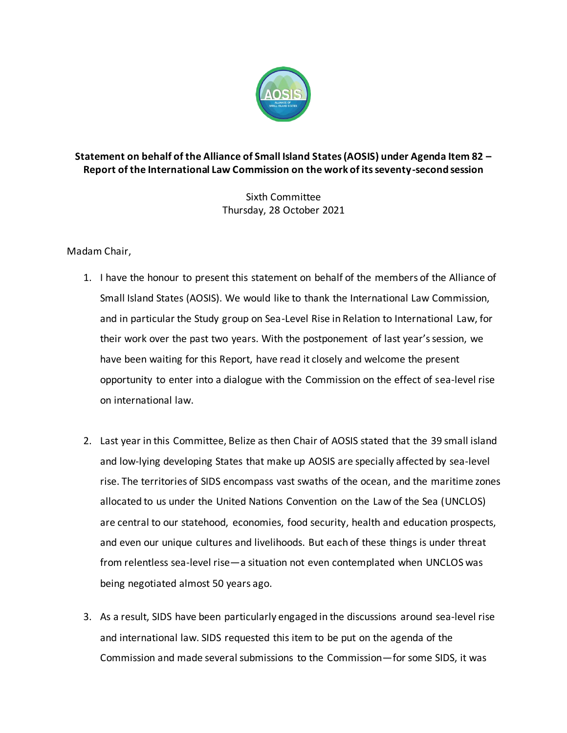**Statement on behalf of the Alliance of Small Island States (AOSIS) under Agenda Item 82 – Report of the International Law Commission on the work of its seventy-second session**

Sixth Committee
Thursday, 28 October 2021

Madam Chair,

1. I have the honour to present this statement on behalf of the members of the Alliance of Small Island States (AOSIS). We would like to thank the International Law Commission, and in particular the Study group on Sea-Level Rise in Relation to International Law, for their work over the past two years. With the postponement of last year's session, we have been waiting for this Report, have read it closely and welcome the present opportunity to enter into a dialogue with the Commission on the effect of sea-level rise on international law.

2. Last year in this Committee, Belize as then Chair of AOSIS stated that the 39 small island and low-lying developing States that make up AOSIS are specially affected by sea-level rise. The territories of SIDS encompass vast swaths of the ocean, and the maritime zones allocated to us under the United Nations Convention on the Law of the Sea (UNCLOS) are central to our statehood, economies, food security, health and education prospects, and even our unique cultures and livelihoods. But each of these things is under threat from relentless sea-level rise—a situation not even contemplated when UNCLOS was being negotiated almost 50 years ago.

3. As a result, SIDS have been particularly engaged in the discussions around sea-level rise and international law. SIDS requested this item to be put on the agenda of the Commission and made several submissions to the Commission—for some SIDS, it was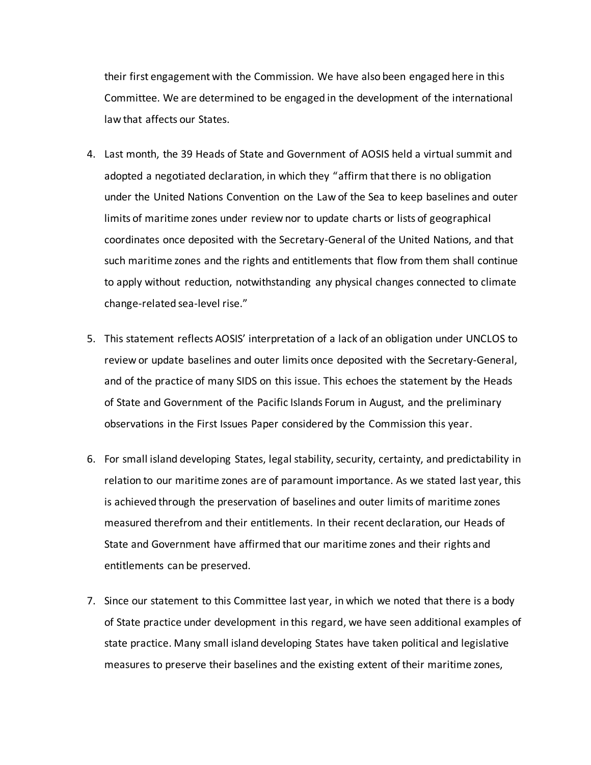their first engagement with the Commission. We have also been engaged here in this Committee. We are determined to be engaged in the development of the international law that affects our States.

4. Last month, the 39 Heads of State and Government of AOSIS held a virtual summit and adopted a negotiated declaration, in which they "affirm that there is no obligation under the United Nations Convention on the Law of the Sea to keep baselines and outer limits of maritime zones under review nor to update charts or lists of geographical coordinates once deposited with the Secretary-General of the United Nations, and that such maritime zones and the rights and entitlements that flow from them shall continue to apply without reduction, notwithstanding any physical changes connected to climate change-related sea-level rise."

5. This statement reflects AOSIS' interpretation of a lack of an obligation under UNCLOS to review or update baselines and outer limits once deposited with the Secretary-General, and of the practice of many SIDS on this issue. This echoes the statement by the Heads of State and Government of the Pacific Islands Forum in August, and the preliminary observations in the First Issues Paper considered by the Commission this year.

6. For small island developing States, legal stability, security, certainty, and predictability in relation to our maritime zones are of paramount importance. As we stated last year, this is achieved through the preservation of baselines and outer limits of maritime zones measured therefrom and their entitlements. In their recent declaration, our Heads of State and Government have affirmed that our maritime zones and their rights and entitlements can be preserved.

7. Since our statement to this Committee last year, in which we noted that there is a body of State practice under development in this regard, we have seen additional examples of state practice. Many small island developing States have taken political and legislative measures to preserve their baselines and the existing extent of their maritime zones,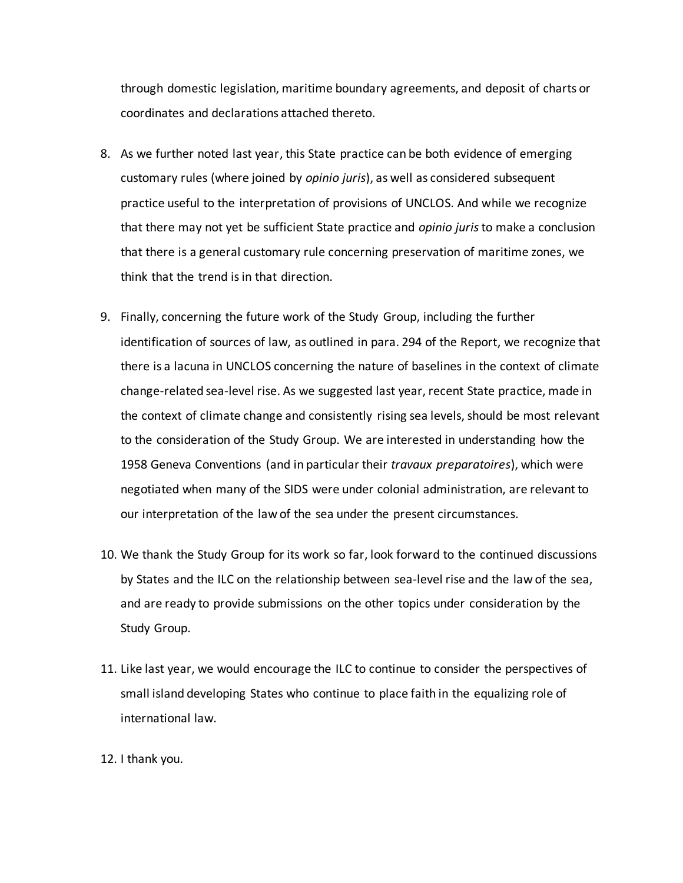through domestic legislation, maritime boundary agreements, and deposit of charts or coordinates and declarations attached thereto.

8. As we further noted last year, this State practice can be both evidence of emerging customary rules (where joined by *opinio juris*), as well as considered subsequent practice useful to the interpretation of provisions of UNCLOS. And while we recognize that there may not yet be sufficient State practice and *opinio juris* to make a conclusion that there is a general customary rule concerning preservation of maritime zones, we think that the trend is in that direction.

9. Finally, concerning the future work of the Study Group, including the further identification of sources of law, as outlined in para. 294 of the Report, we recognize that there is a lacuna in UNCLOS concerning the nature of baselines in the context of climate change-related sea-level rise. As we suggested last year, recent State practice, made in the context of climate change and consistently rising sea levels, should be most relevant to the consideration of the Study Group. We are interested in understanding how the 1958 Geneva Conventions (and in particular their *travaux preparatoires*), which were negotiated when many of the SIDS were under colonial administration, are relevant to our interpretation of the law of the sea under the present circumstances.

10. We thank the Study Group for its work so far, look forward to the continued discussions by States and the ILC on the relationship between sea-level rise and the law of the sea, and are ready to provide submissions on the other topics under consideration by the Study Group.

11. Like last year, we would encourage the ILC to continue to consider the perspectives of small island developing States who continue to place faith in the equalizing role of international law.

12. I thank you.